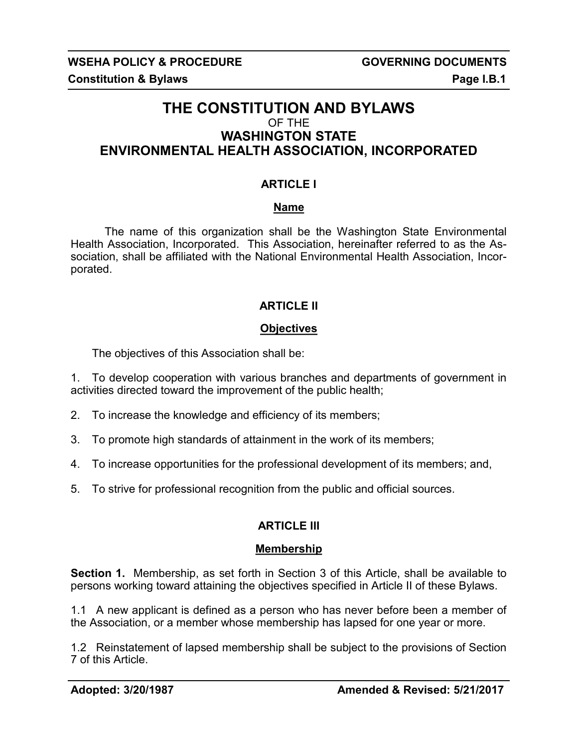# THE CONSTITUTION AND BYLAWS
OF THE
## WASHINGTON STATE ENVIRONMENTAL HEALTH ASSOCIATION, INCORPORATED

### ARTICLE I

**Name**

The name of this organization shall be the Washington State Environmental Health Association, Incorporated. This Association, hereinafter referred to as the Association, shall be affiliated with the National Environmental Health Association, Incorporated.

### ARTICLE II

**Objectives**

The objectives of this Association shall be:

1. To develop cooperation with various branches and departments of government in activities directed toward the improvement of the public health;
2. To increase the knowledge and efficiency of its members;
3. To promote high standards of attainment in the work of its members;
4. To increase opportunities for the professional development of its members; and,
5. To strive for professional recognition from the public and official sources.

### ARTICLE III

**Membership**

**Section 1.** Membership, as set forth in Section 3 of this Article, shall be available to persons working toward attaining the objectives specified in Article II of these Bylaws.

1.1 A new applicant is defined as a person who has never before been a member of the Association, or a member whose membership has lapsed for one year or more.

1.2 Reinstatement of lapsed membership shall be subject to the provisions of Section 7 of this Article.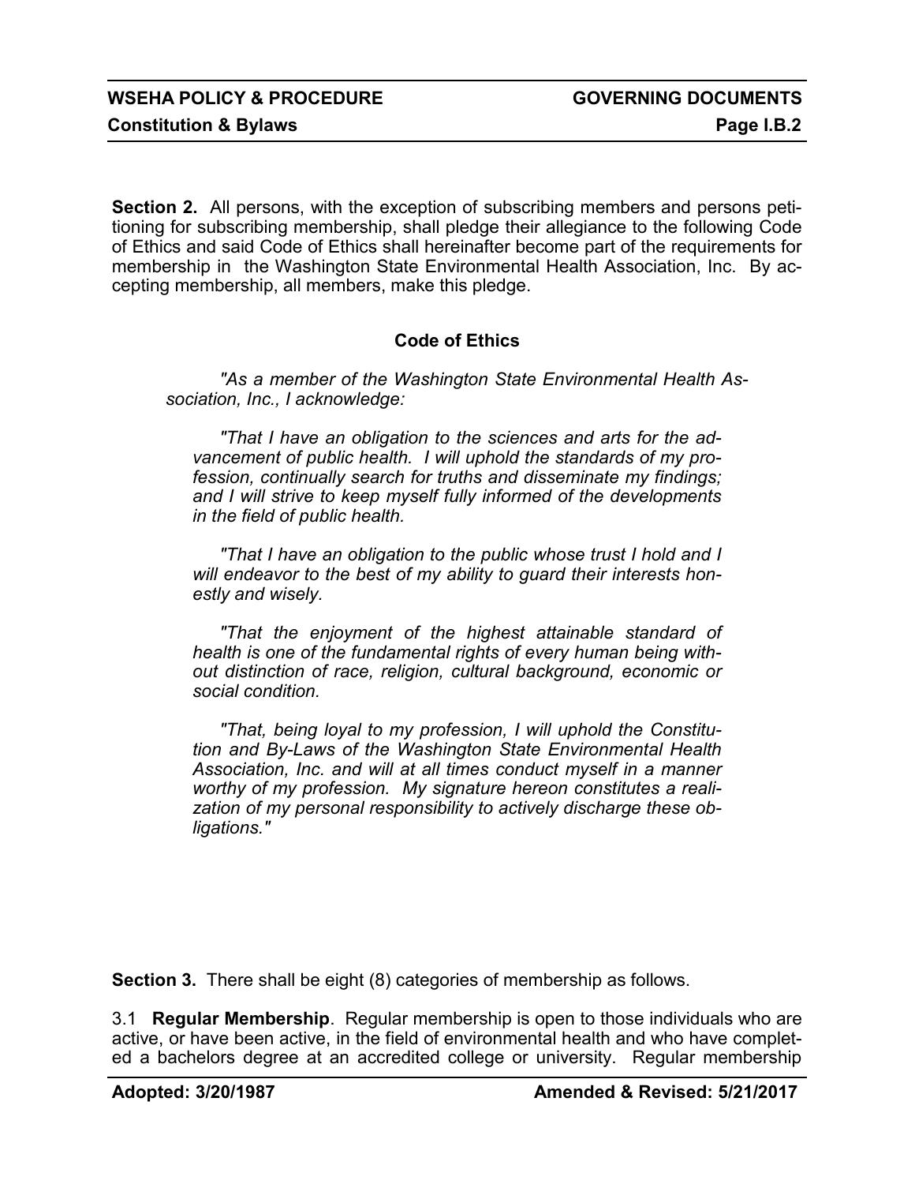**Section 2.** All persons, with the exception of subscribing members and persons petitioning for subscribing membership, shall pledge their allegiance to the following Code of Ethics and said Code of Ethics shall hereinafter become part of the requirements for membership in the Washington State Environmental Health Association, Inc. By accepting membership, all members, make this pledge.

**Code of Ethics**

*"As a member of the Washington State Environmental Health Association, Inc., I acknowledge:*

> *"That I have an obligation to the sciences and arts for the advancement of public health. I will uphold the standards of my profession, continually search for truths and disseminate my findings; and I will strive to keep myself fully informed of the developments in the field of public health.*
>
> *"That I have an obligation to the public whose trust I hold and I will endeavor to the best of my ability to guard their interests honestly and wisely.*
>
> *"That the enjoyment of the highest attainable standard of health is one of the fundamental rights of every human being without distinction of race, religion, cultural background, economic or social condition.*
>
> *"That, being loyal to my profession, I will uphold the Constitution and By-Laws of the Washington State Environmental Health Association, Inc. and will at all times conduct myself in a manner worthy of my profession. My signature hereon constitutes a realization of my personal responsibility to actively discharge these obligations."*

**Section 3.** There shall be eight (8) categories of membership as follows.

3.1 **Regular Membership**. Regular membership is open to those individuals who are active, or have been active, in the field of environmental health and who have completed a bachelors degree at an accredited college or university. Regular membership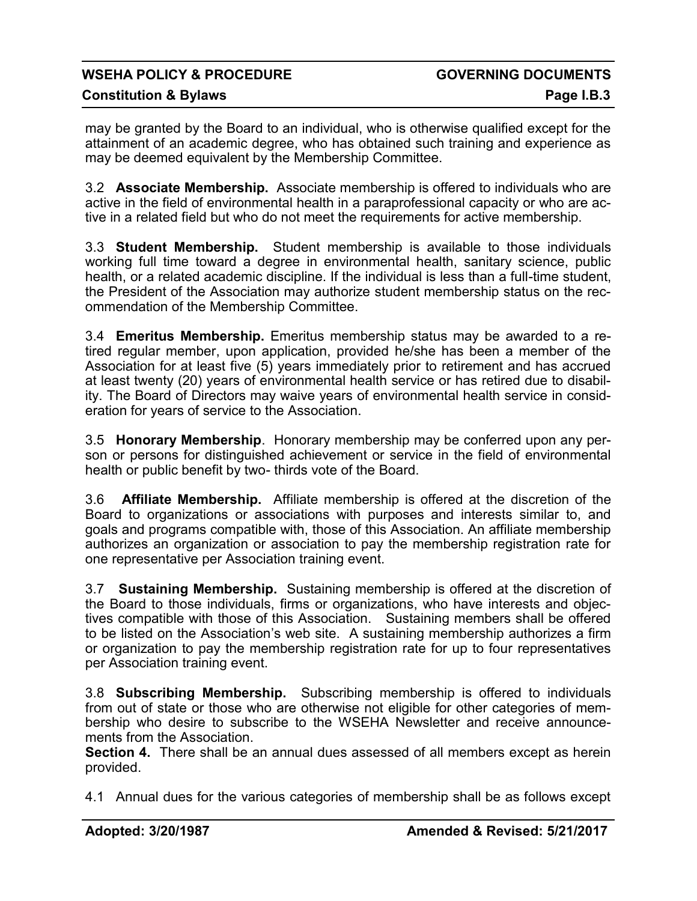may be granted by the Board to an individual, who is otherwise qualified except for the attainment of an academic degree, who has obtained such training and experience as may be deemed equivalent by the Membership Committee.

3.2 **Associate Membership.** Associate membership is offered to individuals who are active in the field of environmental health in a paraprofessional capacity or who are active in a related field but who do not meet the requirements for active membership.

3.3 **Student Membership.** Student membership is available to those individuals working full time toward a degree in environmental health, sanitary science, public health, or a related academic discipline. If the individual is less than a full-time student, the President of the Association may authorize student membership status on the recommendation of the Membership Committee.

3.4 **Emeritus Membership.** Emeritus membership status may be awarded to a retired regular member, upon application, provided he/she has been a member of the Association for at least five (5) years immediately prior to retirement and has accrued at least twenty (20) years of environmental health service or has retired due to disability. The Board of Directors may waive years of environmental health service in consideration for years of service to the Association.

3.5 **Honorary Membership**. Honorary membership may be conferred upon any person or persons for distinguished achievement or service in the field of environmental health or public benefit by two- thirds vote of the Board.

3.6 **Affiliate Membership.** Affiliate membership is offered at the discretion of the Board to organizations or associations with purposes and interests similar to, and goals and programs compatible with, those of this Association. An affiliate membership authorizes an organization or association to pay the membership registration rate for one representative per Association training event.

3.7 **Sustaining Membership.** Sustaining membership is offered at the discretion of the Board to those individuals, firms or organizations, who have interests and objectives compatible with those of this Association. Sustaining members shall be offered to be listed on the Association's web site. A sustaining membership authorizes a firm or organization to pay the membership registration rate for up to four representatives per Association training event.

3.8 **Subscribing Membership.** Subscribing membership is offered to individuals from out of state or those who are otherwise not eligible for other categories of membership who desire to subscribe to the WSEHA Newsletter and receive announcements from the Association.

**Section 4.** There shall be an annual dues assessed of all members except as herein provided.

4.1 Annual dues for the various categories of membership shall be as follows except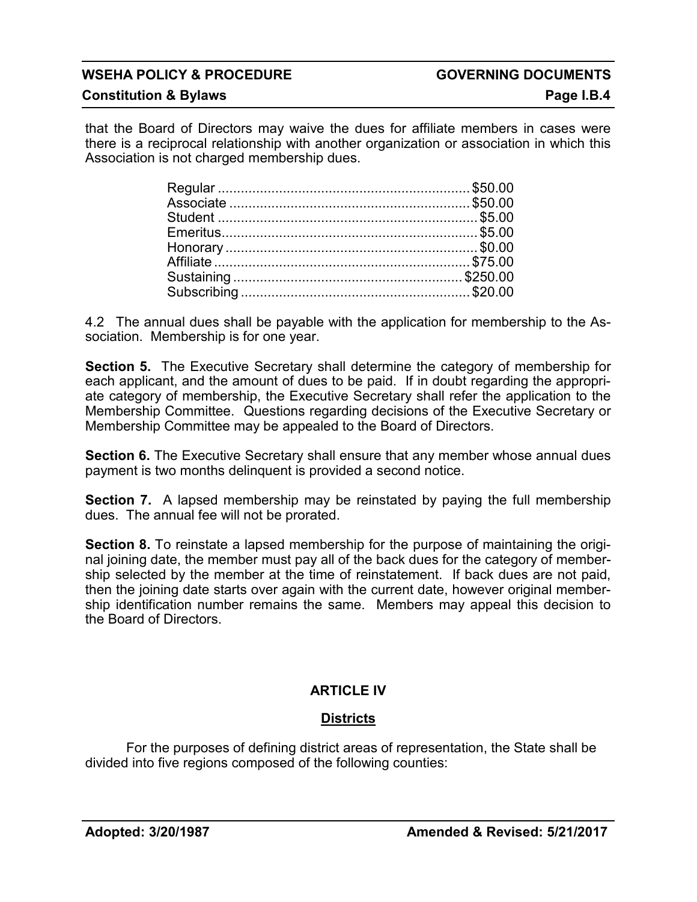that the Board of Directors may waive the dues for affiliate members in cases were there is a reciprocal relationship with another organization or association in which this Association is not charged membership dues.

| | |
|---|---|
| Regular | $50.00 |
| Associate | $50.00 |
| Student | $5.00 |
| Emeritus | $5.00 |
| Honorary | $0.00 |
| Affiliate | $75.00 |
| Sustaining | $250.00 |
| Subscribing | $20.00 |

4.2 The annual dues shall be payable with the application for membership to the Association. Membership is for one year.

**Section 5.** The Executive Secretary shall determine the category of membership for each applicant, and the amount of dues to be paid. If in doubt regarding the appropriate category of membership, the Executive Secretary shall refer the application to the Membership Committee. Questions regarding decisions of the Executive Secretary or Membership Committee may be appealed to the Board of Directors.

**Section 6.** The Executive Secretary shall ensure that any member whose annual dues payment is two months delinquent is provided a second notice.

**Section 7.** A lapsed membership may be reinstated by paying the full membership dues. The annual fee will not be prorated.

**Section 8.** To reinstate a lapsed membership for the purpose of maintaining the original joining date, the member must pay all of the back dues for the category of membership selected by the member at the time of reinstatement. If back dues are not paid, then the joining date starts over again with the current date, however original membership identification number remains the same. Members may appeal this decision to the Board of Directors.

## ARTICLE IV

### Districts

For the purposes of defining district areas of representation, the State shall be divided into five regions composed of the following counties: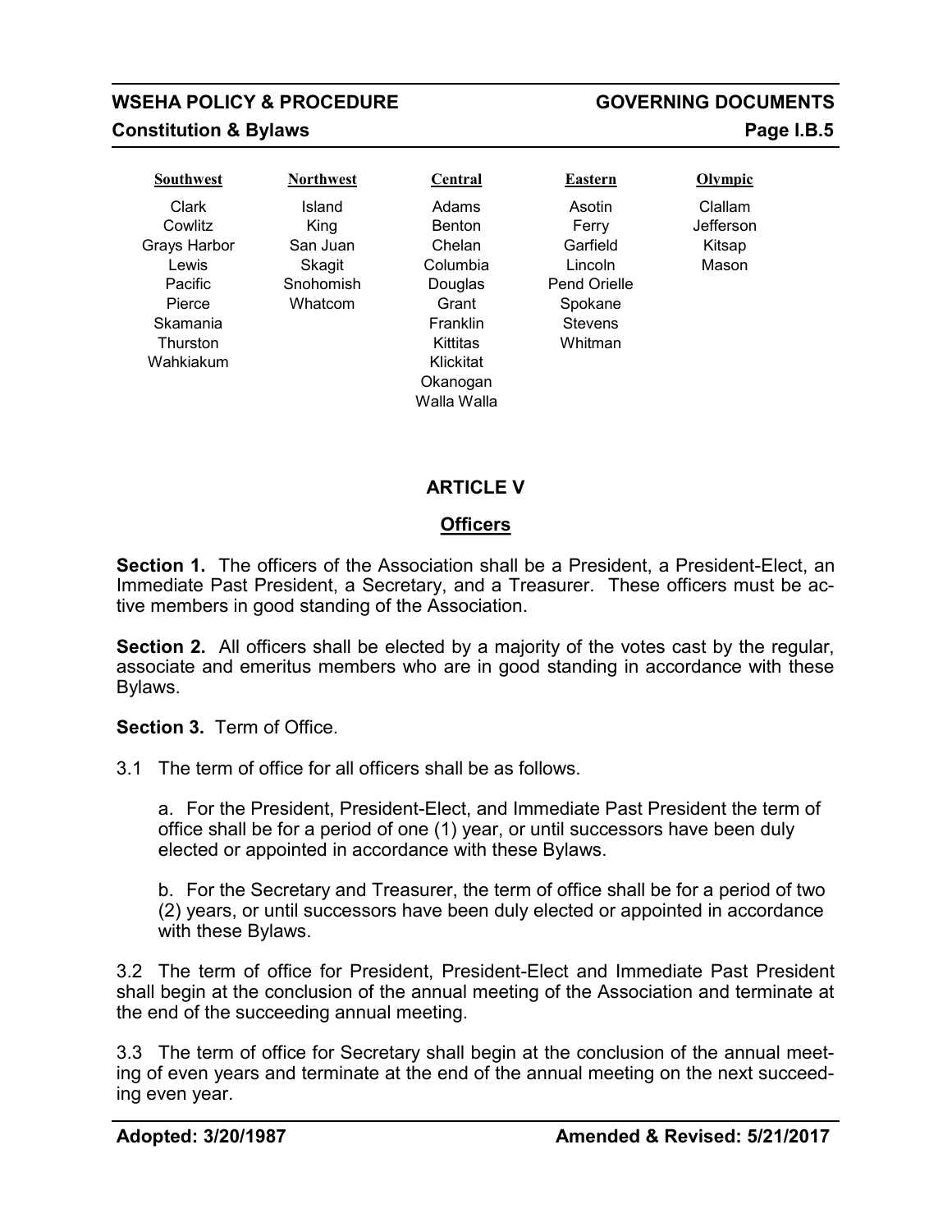| Southwest | Northwest | Central | Eastern | Olympic |
|---|---|---|---|---|
| Clark | Island | Adams | Asotin | Clallam |
| Cowlitz | King | Benton | Ferry | Jefferson |
| Grays Harbor | San Juan | Chelan | Garfield | Kitsap |
| Lewis | Skagit | Columbia | Lincoln | Mason |
| Pacific | Snohomish | Douglas | Pend Orielle | |
| Pierce | Whatcom | Grant | Spokane | |
| Skamania | | Franklin | Stevens | |
| Thurston | | Kittitas | Whitman | |
| Wahkiakum | | Klickitat | | |
| | | Okanogan | | |
| | | Walla Walla | | |

## ARTICLE V

### Officers

**Section 1.** The officers of the Association shall be a President, a President-Elect, an Immediate Past President, a Secretary, and a Treasurer. These officers must be active members in good standing of the Association.

**Section 2.** All officers shall be elected by a majority of the votes cast by the regular, associate and emeritus members who are in good standing in accordance with these Bylaws.

**Section 3.** Term of Office.

3.1 The term of office for all officers shall be as follows.

a. For the President, President-Elect, and Immediate Past President the term of office shall be for a period of one (1) year, or until successors have been duly elected or appointed in accordance with these Bylaws.

b. For the Secretary and Treasurer, the term of office shall be for a period of two (2) years, or until successors have been duly elected or appointed in accordance with these Bylaws.

3.2 The term of office for President, President-Elect and Immediate Past President shall begin at the conclusion of the annual meeting of the Association and terminate at the end of the succeeding annual meeting.

3.3 The term of office for Secretary shall begin at the conclusion of the annual meeting of even years and terminate at the end of the annual meeting on the next succeeding even year.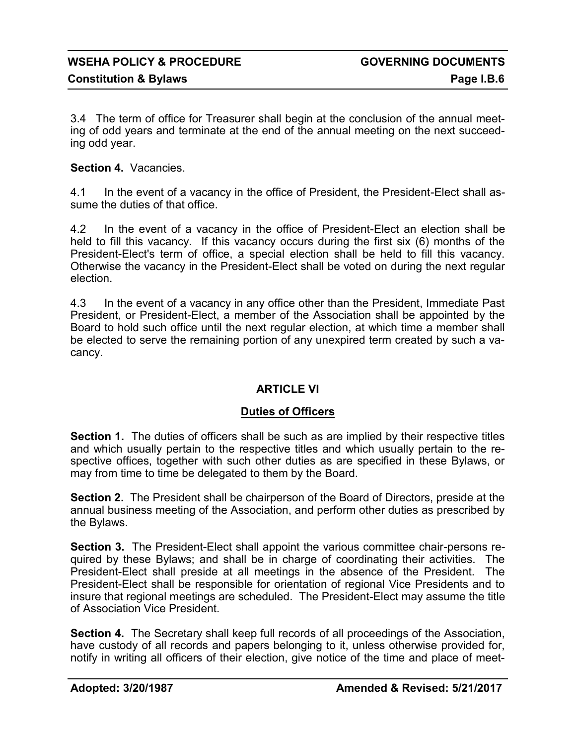3.4 The term of office for Treasurer shall begin at the conclusion of the annual meeting of odd years and terminate at the end of the annual meeting on the next succeeding odd year.

**Section 4.** Vacancies.

4.1 In the event of a vacancy in the office of President, the President-Elect shall assume the duties of that office.

4.2 In the event of a vacancy in the office of President-Elect an election shall be held to fill this vacancy. If this vacancy occurs during the first six (6) months of the President-Elect's term of office, a special election shall be held to fill this vacancy. Otherwise the vacancy in the President-Elect shall be voted on during the next regular election.

4.3 In the event of a vacancy in any office other than the President, Immediate Past President, or President-Elect, a member of the Association shall be appointed by the Board to hold such office until the next regular election, at which time a member shall be elected to serve the remaining portion of any unexpired term created by such a vacancy.

## ARTICLE VI

### Duties of Officers

**Section 1.** The duties of officers shall be such as are implied by their respective titles and which usually pertain to the respective titles and which usually pertain to the respective offices, together with such other duties as are specified in these Bylaws, or may from time to time be delegated to them by the Board.

**Section 2.** The President shall be chairperson of the Board of Directors, preside at the annual business meeting of the Association, and perform other duties as prescribed by the Bylaws.

**Section 3.** The President-Elect shall appoint the various committee chair-persons required by these Bylaws; and shall be in charge of coordinating their activities. The President-Elect shall preside at all meetings in the absence of the President. The President-Elect shall be responsible for orientation of regional Vice Presidents and to insure that regional meetings are scheduled. The President-Elect may assume the title of Association Vice President.

**Section 4.** The Secretary shall keep full records of all proceedings of the Association, have custody of all records and papers belonging to it, unless otherwise provided for, notify in writing all officers of their election, give notice of the time and place of meet-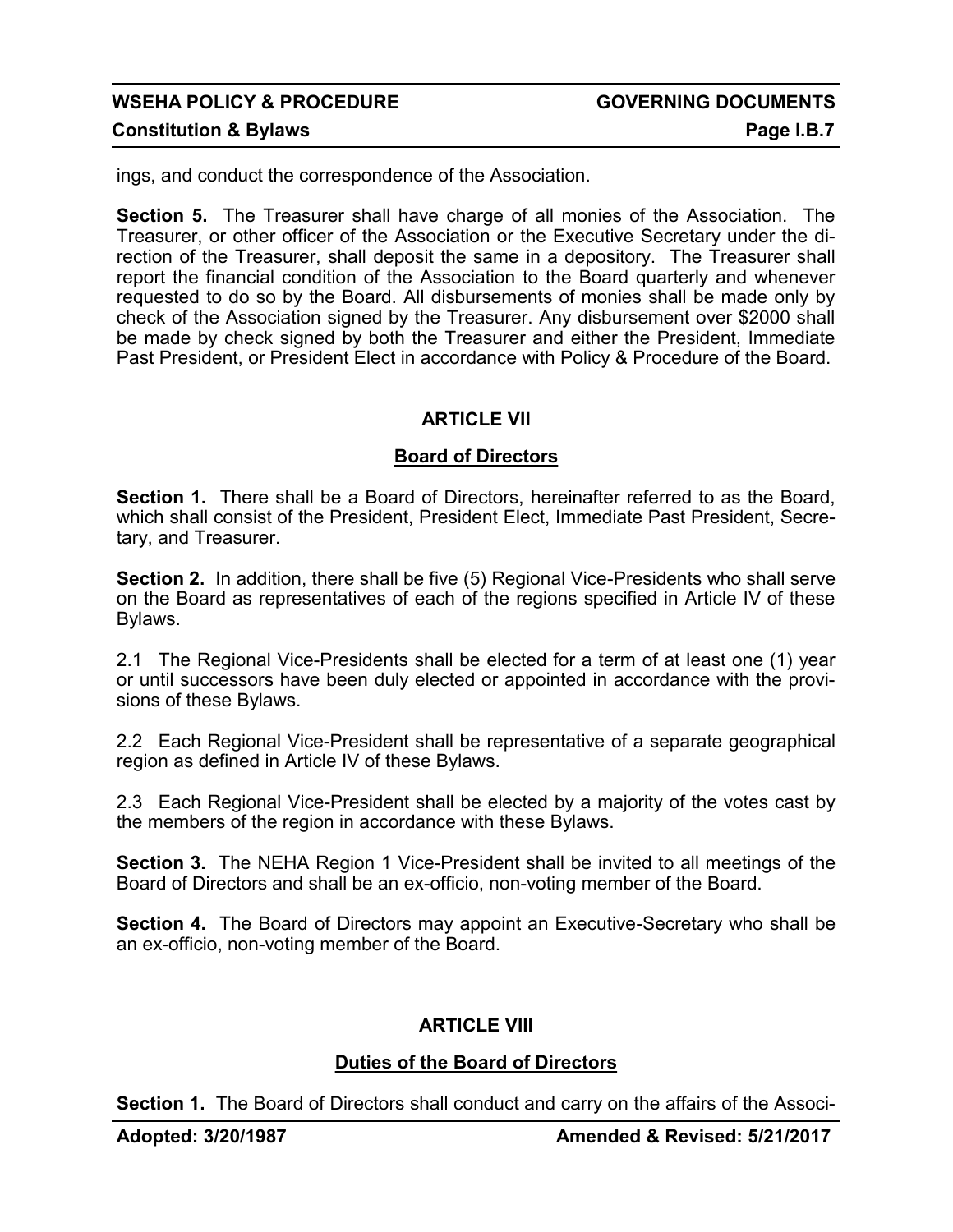ings, and conduct the correspondence of the Association.

**Section 5.** The Treasurer shall have charge of all monies of the Association. The Treasurer, or other officer of the Association or the Executive Secretary under the direction of the Treasurer, shall deposit the same in a depository. The Treasurer shall report the financial condition of the Association to the Board quarterly and whenever requested to do so by the Board. All disbursements of monies shall be made only by check of the Association signed by the Treasurer. Any disbursement over $2000 shall be made by check signed by both the Treasurer and either the President, Immediate Past President, or President Elect in accordance with Policy & Procedure of the Board.

## ARTICLE VII

### Board of Directors

**Section 1.** There shall be a Board of Directors, hereinafter referred to as the Board, which shall consist of the President, President Elect, Immediate Past President, Secretary, and Treasurer.

**Section 2.** In addition, there shall be five (5) Regional Vice-Presidents who shall serve on the Board as representatives of each of the regions specified in Article IV of these Bylaws.

2.1 The Regional Vice-Presidents shall be elected for a term of at least one (1) year or until successors have been duly elected or appointed in accordance with the provisions of these Bylaws.

2.2 Each Regional Vice-President shall be representative of a separate geographical region as defined in Article IV of these Bylaws.

2.3 Each Regional Vice-President shall be elected by a majority of the votes cast by the members of the region in accordance with these Bylaws.

**Section 3.** The NEHA Region 1 Vice-President shall be invited to all meetings of the Board of Directors and shall be an ex-officio, non-voting member of the Board.

**Section 4.** The Board of Directors may appoint an Executive-Secretary who shall be an ex-officio, non-voting member of the Board.

## ARTICLE VIII

### Duties of the Board of Directors

**Section 1.** The Board of Directors shall conduct and carry on the affairs of the Associ-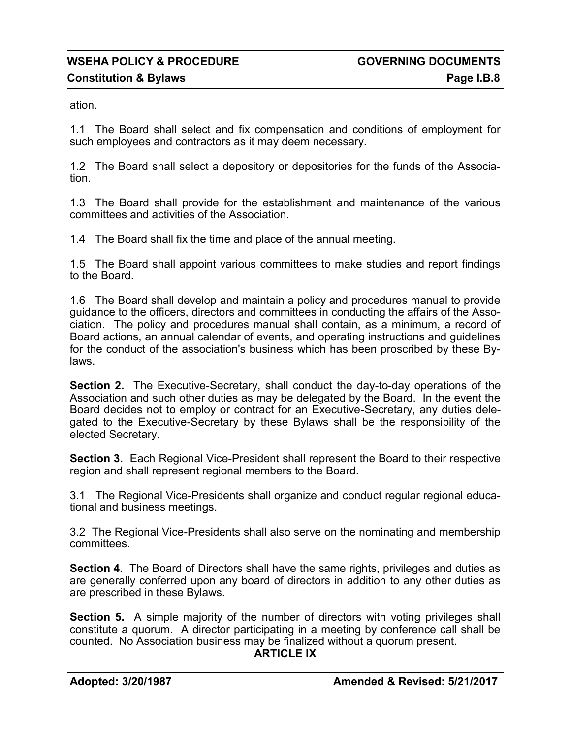ation.

1.1 The Board shall select and fix compensation and conditions of employment for such employees and contractors as it may deem necessary.

1.2 The Board shall select a depository or depositories for the funds of the Association.

1.3 The Board shall provide for the establishment and maintenance of the various committees and activities of the Association.

1.4 The Board shall fix the time and place of the annual meeting.

1.5 The Board shall appoint various committees to make studies and report findings to the Board.

1.6 The Board shall develop and maintain a policy and procedures manual to provide guidance to the officers, directors and committees in conducting the affairs of the Association. The policy and procedures manual shall contain, as a minimum, a record of Board actions, an annual calendar of events, and operating instructions and guidelines for the conduct of the association's business which has been proscribed by these Bylaws.

**Section 2.** The Executive-Secretary, shall conduct the day-to-day operations of the Association and such other duties as may be delegated by the Board. In the event the Board decides not to employ or contract for an Executive-Secretary, any duties delegated to the Executive-Secretary by these Bylaws shall be the responsibility of the elected Secretary.

**Section 3.** Each Regional Vice-President shall represent the Board to their respective region and shall represent regional members to the Board.

3.1 The Regional Vice-Presidents shall organize and conduct regular regional educational and business meetings.

3.2 The Regional Vice-Presidents shall also serve on the nominating and membership committees.

**Section 4.** The Board of Directors shall have the same rights, privileges and duties as are generally conferred upon any board of directors in addition to any other duties as are prescribed in these Bylaws.

**Section 5.** A simple majority of the number of directors with voting privileges shall constitute a quorum. A director participating in a meeting by conference call shall be counted. No Association business may be finalized without a quorum present.

## ARTICLE IX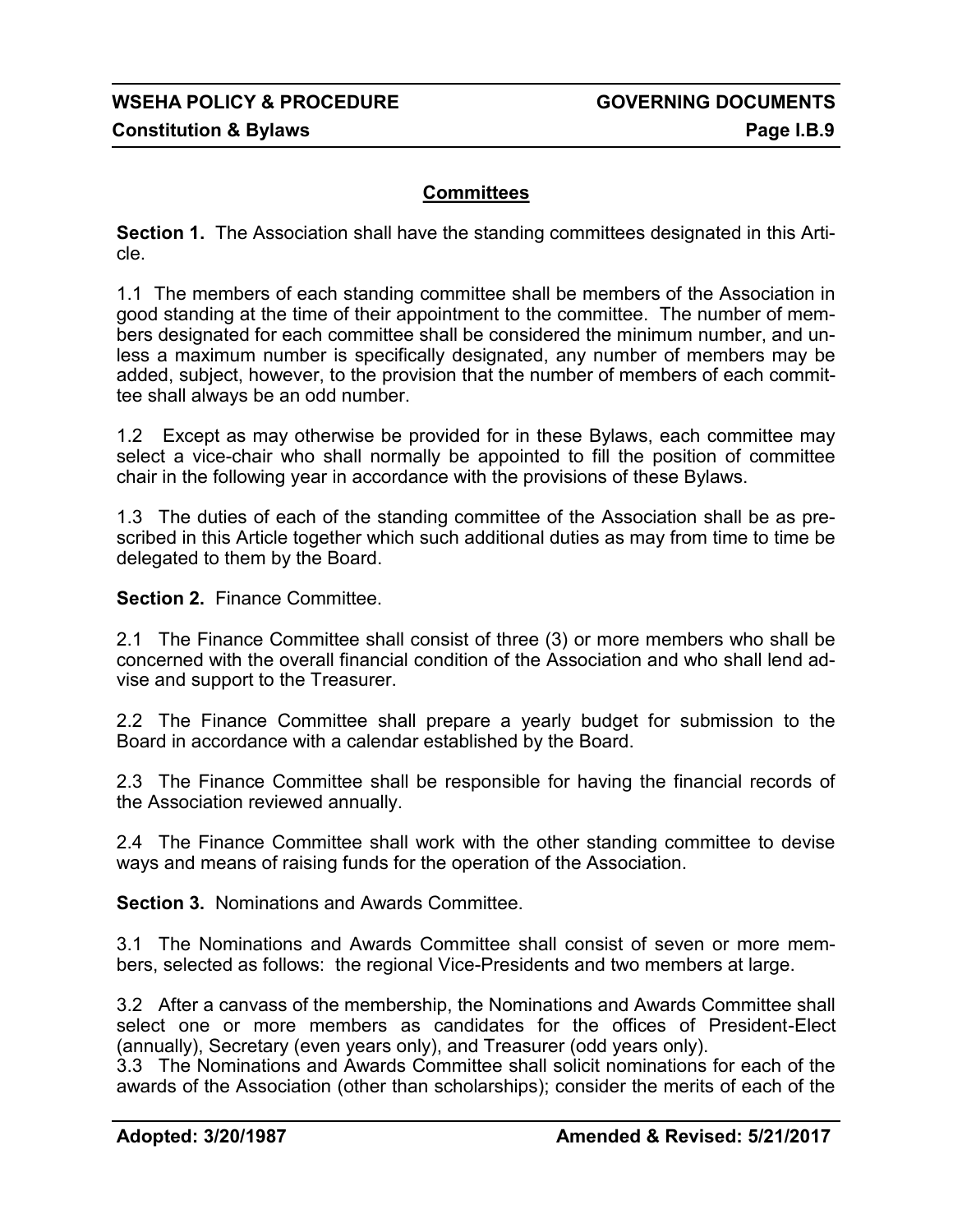## Committees

**Section 1.** The Association shall have the standing committees designated in this Article.

1.1 The members of each standing committee shall be members of the Association in good standing at the time of their appointment to the committee. The number of members designated for each committee shall be considered the minimum number, and unless a maximum number is specifically designated, any number of members may be added, subject, however, to the provision that the number of members of each committee shall always be an odd number.

1.2 Except as may otherwise be provided for in these Bylaws, each committee may select a vice-chair who shall normally be appointed to fill the position of committee chair in the following year in accordance with the provisions of these Bylaws.

1.3 The duties of each of the standing committee of the Association shall be as prescribed in this Article together which such additional duties as may from time to time be delegated to them by the Board.

**Section 2.** Finance Committee.

2.1 The Finance Committee shall consist of three (3) or more members who shall be concerned with the overall financial condition of the Association and who shall lend advise and support to the Treasurer.

2.2 The Finance Committee shall prepare a yearly budget for submission to the Board in accordance with a calendar established by the Board.

2.3 The Finance Committee shall be responsible for having the financial records of the Association reviewed annually.

2.4 The Finance Committee shall work with the other standing committee to devise ways and means of raising funds for the operation of the Association.

**Section 3.** Nominations and Awards Committee.

3.1 The Nominations and Awards Committee shall consist of seven or more members, selected as follows: the regional Vice-Presidents and two members at large.

3.2 After a canvass of the membership, the Nominations and Awards Committee shall select one or more members as candidates for the offices of President-Elect (annually), Secretary (even years only), and Treasurer (odd years only).

3.3 The Nominations and Awards Committee shall solicit nominations for each of the awards of the Association (other than scholarships); consider the merits of each of the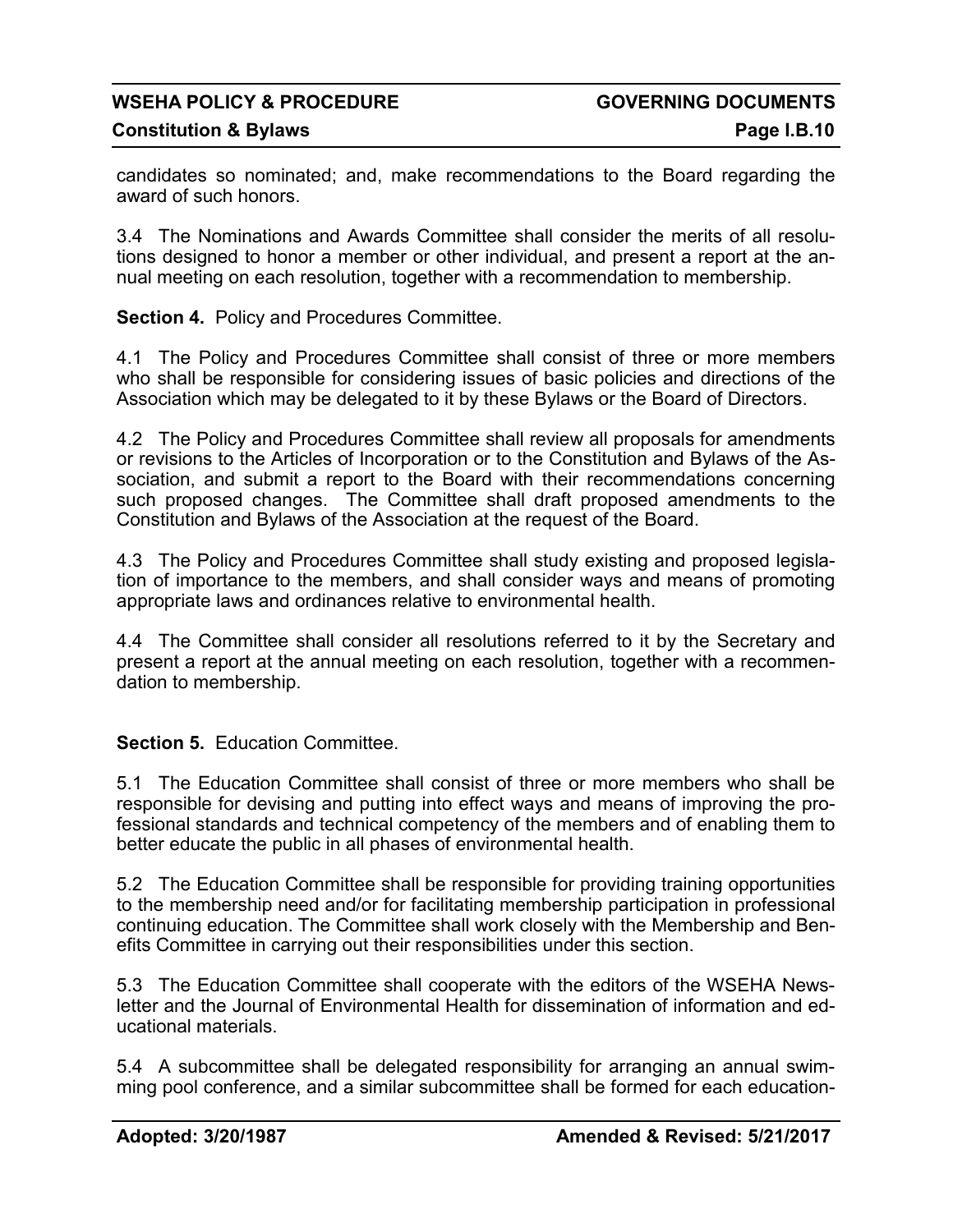candidates so nominated; and, make recommendations to the Board regarding the award of such honors.

3.4 The Nominations and Awards Committee shall consider the merits of all resolutions designed to honor a member or other individual, and present a report at the annual meeting on each resolution, together with a recommendation to membership.

**Section 4.** Policy and Procedures Committee.

4.1 The Policy and Procedures Committee shall consist of three or more members who shall be responsible for considering issues of basic policies and directions of the Association which may be delegated to it by these Bylaws or the Board of Directors.

4.2 The Policy and Procedures Committee shall review all proposals for amendments or revisions to the Articles of Incorporation or to the Constitution and Bylaws of the Association, and submit a report to the Board with their recommendations concerning such proposed changes. The Committee shall draft proposed amendments to the Constitution and Bylaws of the Association at the request of the Board.

4.3 The Policy and Procedures Committee shall study existing and proposed legislation of importance to the members, and shall consider ways and means of promoting appropriate laws and ordinances relative to environmental health.

4.4 The Committee shall consider all resolutions referred to it by the Secretary and present a report at the annual meeting on each resolution, together with a recommendation to membership.

**Section 5.** Education Committee.

5.1 The Education Committee shall consist of three or more members who shall be responsible for devising and putting into effect ways and means of improving the professional standards and technical competency of the members and of enabling them to better educate the public in all phases of environmental health.

5.2 The Education Committee shall be responsible for providing training opportunities to the membership need and/or for facilitating membership participation in professional continuing education. The Committee shall work closely with the Membership and Benefits Committee in carrying out their responsibilities under this section.

5.3 The Education Committee shall cooperate with the editors of the WSEHA Newsletter and the Journal of Environmental Health for dissemination of information and educational materials.

5.4 A subcommittee shall be delegated responsibility for arranging an annual swimming pool conference, and a similar subcommittee shall be formed for each education-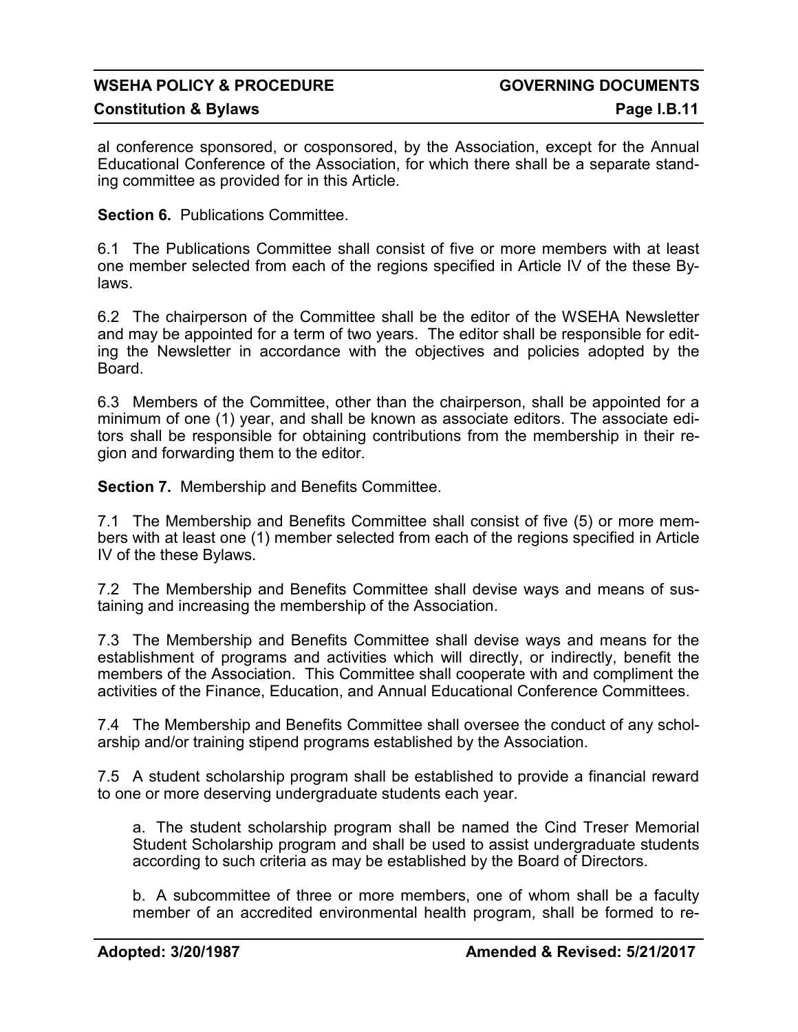al conference sponsored, or cosponsored, by the Association, except for the Annual Educational Conference of the Association, for which there shall be a separate standing committee as provided for in this Article.

**Section 6.** Publications Committee.

6.1 The Publications Committee shall consist of five or more members with at least one member selected from each of the regions specified in Article IV of the these Bylaws.

6.2 The chairperson of the Committee shall be the editor of the WSEHA Newsletter and may be appointed for a term of two years. The editor shall be responsible for editing the Newsletter in accordance with the objectives and policies adopted by the Board.

6.3 Members of the Committee, other than the chairperson, shall be appointed for a minimum of one (1) year, and shall be known as associate editors. The associate editors shall be responsible for obtaining contributions from the membership in their region and forwarding them to the editor.

**Section 7.** Membership and Benefits Committee.

7.1 The Membership and Benefits Committee shall consist of five (5) or more members with at least one (1) member selected from each of the regions specified in Article IV of the these Bylaws.

7.2 The Membership and Benefits Committee shall devise ways and means of sustaining and increasing the membership of the Association.

7.3 The Membership and Benefits Committee shall devise ways and means for the establishment of programs and activities which will directly, or indirectly, benefit the members of the Association. This Committee shall cooperate with and compliment the activities of the Finance, Education, and Annual Educational Conference Committees.

7.4 The Membership and Benefits Committee shall oversee the conduct of any scholarship and/or training stipend programs established by the Association.

7.5 A student scholarship program shall be established to provide a financial reward to one or more deserving undergraduate students each year.

a. The student scholarship program shall be named the Cind Treser Memorial Student Scholarship program and shall be used to assist undergraduate students according to such criteria as may be established by the Board of Directors.

b. A subcommittee of three or more members, one of whom shall be a faculty member of an accredited environmental health program, shall be formed to re-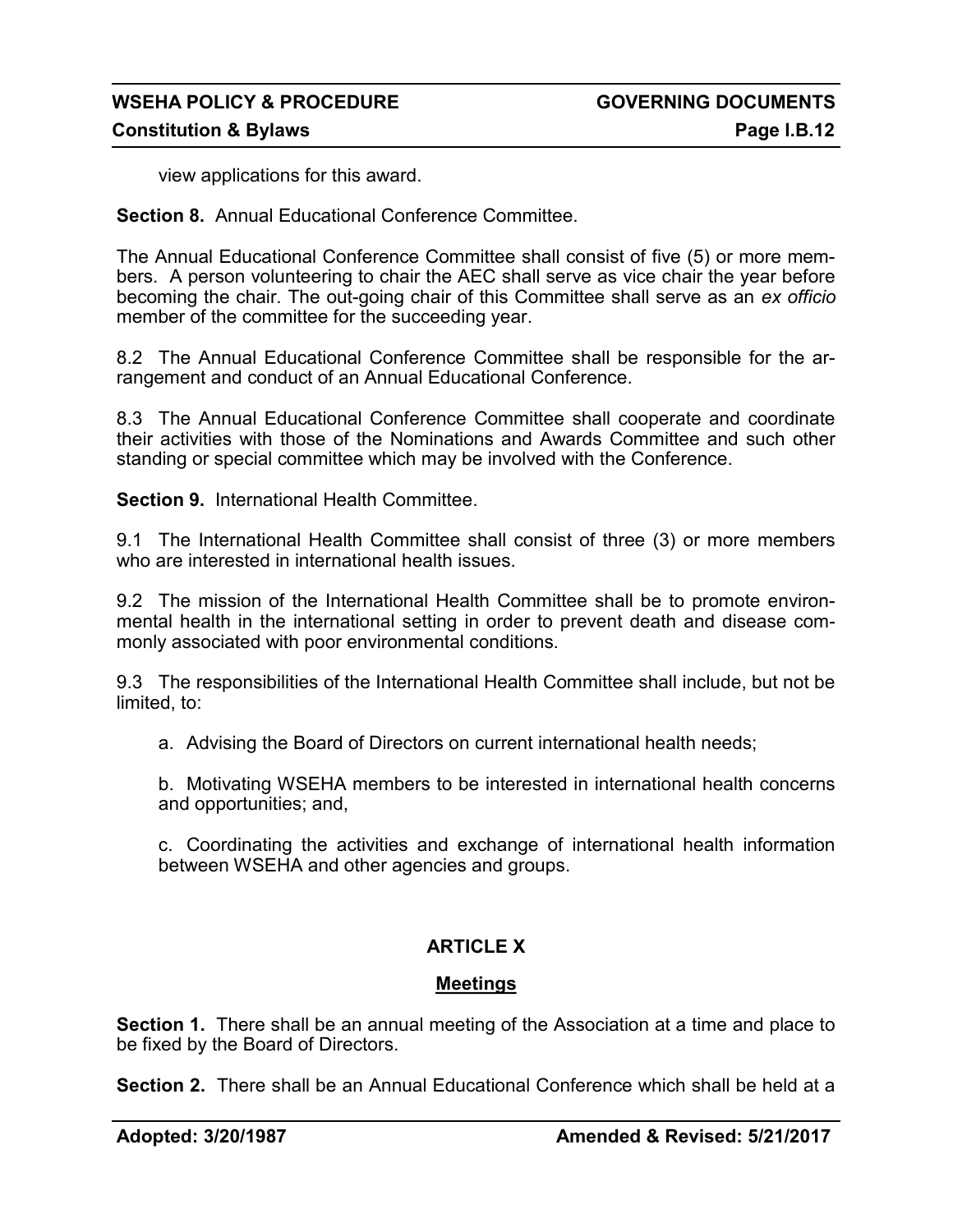view applications for this award.

**Section 8.** Annual Educational Conference Committee.

The Annual Educational Conference Committee shall consist of five (5) or more members. A person volunteering to chair the AEC shall serve as vice chair the year before becoming the chair. The out-going chair of this Committee shall serve as an *ex officio* member of the committee for the succeeding year.

8.2 The Annual Educational Conference Committee shall be responsible for the arrangement and conduct of an Annual Educational Conference.

8.3 The Annual Educational Conference Committee shall cooperate and coordinate their activities with those of the Nominations and Awards Committee and such other standing or special committee which may be involved with the Conference.

**Section 9.** International Health Committee.

9.1 The International Health Committee shall consist of three (3) or more members who are interested in international health issues.

9.2 The mission of the International Health Committee shall be to promote environmental health in the international setting in order to prevent death and disease commonly associated with poor environmental conditions.

9.3 The responsibilities of the International Health Committee shall include, but not be limited, to:

a. Advising the Board of Directors on current international health needs;

b. Motivating WSEHA members to be interested in international health concerns and opportunities; and,

c. Coordinating the activities and exchange of international health information between WSEHA and other agencies and groups.

## ARTICLE X

### Meetings

**Section 1.** There shall be an annual meeting of the Association at a time and place to be fixed by the Board of Directors.

**Section 2.** There shall be an Annual Educational Conference which shall be held at a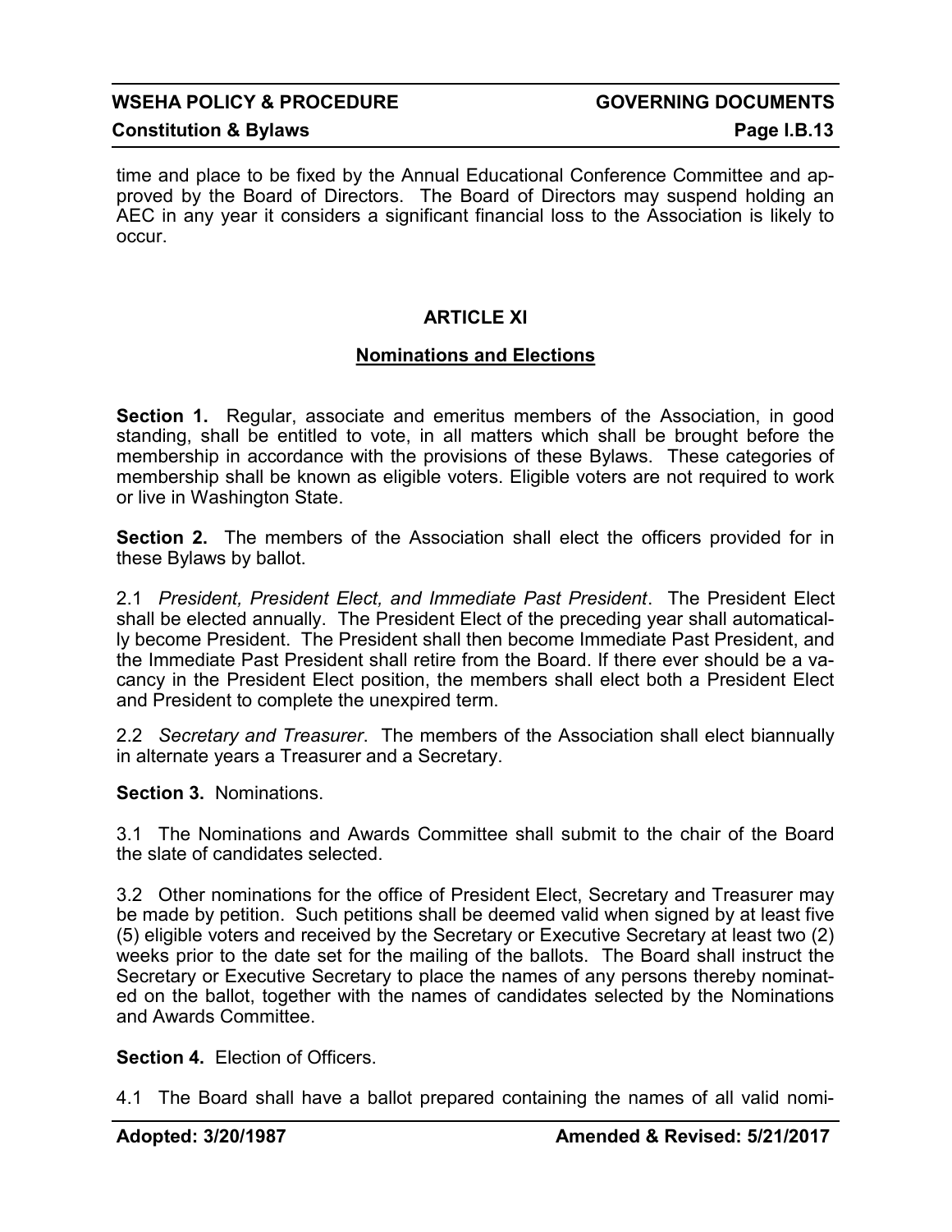time and place to be fixed by the Annual Educational Conference Committee and approved by the Board of Directors. The Board of Directors may suspend holding an AEC in any year it considers a significant financial loss to the Association is likely to occur.

## ARTICLE XI

### Nominations and Elections

**Section 1.** Regular, associate and emeritus members of the Association, in good standing, shall be entitled to vote, in all matters which shall be brought before the membership in accordance with the provisions of these Bylaws. These categories of membership shall be known as eligible voters. Eligible voters are not required to work or live in Washington State.

**Section 2.** The members of the Association shall elect the officers provided for in these Bylaws by ballot.

2.1 *President, President Elect, and Immediate Past President*. The President Elect shall be elected annually. The President Elect of the preceding year shall automatically become President. The President shall then become Immediate Past President, and the Immediate Past President shall retire from the Board. If there ever should be a vacancy in the President Elect position, the members shall elect both a President Elect and President to complete the unexpired term.

2.2 *Secretary and Treasurer*. The members of the Association shall elect biannually in alternate years a Treasurer and a Secretary.

**Section 3.** Nominations.

3.1 The Nominations and Awards Committee shall submit to the chair of the Board the slate of candidates selected.

3.2 Other nominations for the office of President Elect, Secretary and Treasurer may be made by petition. Such petitions shall be deemed valid when signed by at least five (5) eligible voters and received by the Secretary or Executive Secretary at least two (2) weeks prior to the date set for the mailing of the ballots. The Board shall instruct the Secretary or Executive Secretary to place the names of any persons thereby nominated on the ballot, together with the names of candidates selected by the Nominations and Awards Committee.

**Section 4.** Election of Officers.

4.1 The Board shall have a ballot prepared containing the names of all valid nomi-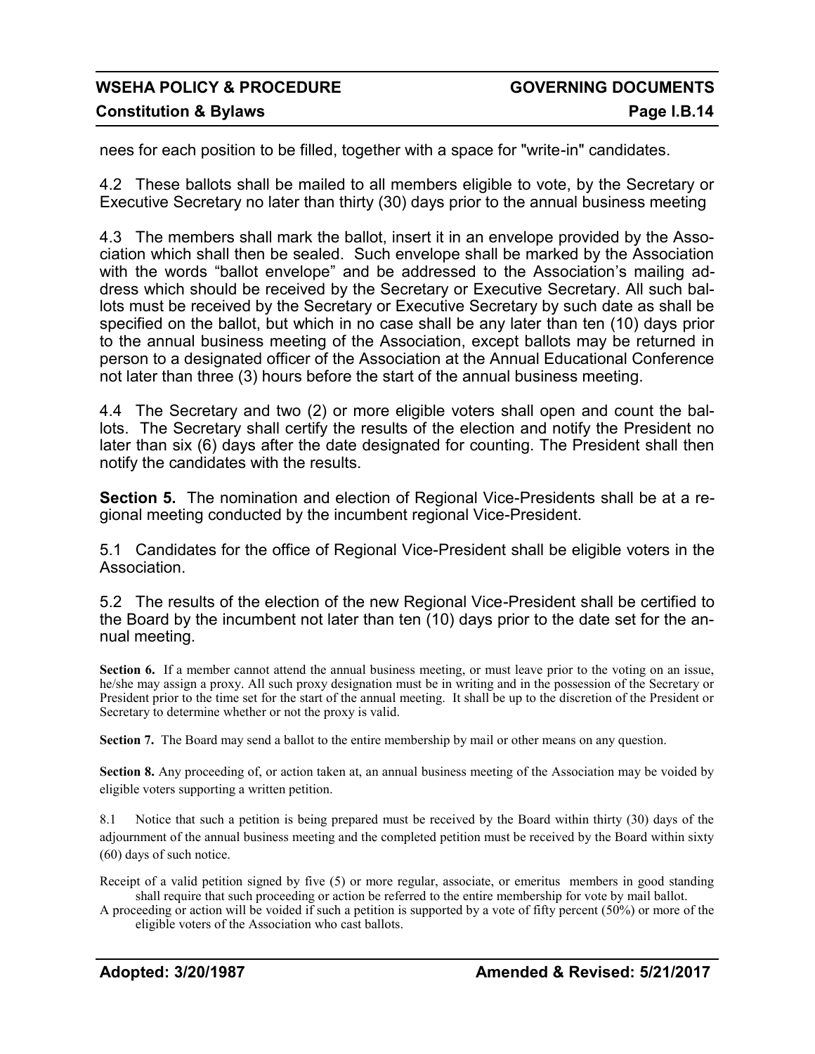nees for each position to be filled, together with a space for "write-in" candidates.

4.2 These ballots shall be mailed to all members eligible to vote, by the Secretary or Executive Secretary no later than thirty (30) days prior to the annual business meeting

4.3 The members shall mark the ballot, insert it in an envelope provided by the Association which shall then be sealed. Such envelope shall be marked by the Association with the words “ballot envelope” and be addressed to the Association’s mailing address which should be received by the Secretary or Executive Secretary. All such ballots must be received by the Secretary or Executive Secretary by such date as shall be specified on the ballot, but which in no case shall be any later than ten (10) days prior to the annual business meeting of the Association, except ballots may be returned in person to a designated officer of the Association at the Annual Educational Conference not later than three (3) hours before the start of the annual business meeting.

4.4 The Secretary and two (2) or more eligible voters shall open and count the ballots. The Secretary shall certify the results of the election and notify the President no later than six (6) days after the date designated for counting. The President shall then notify the candidates with the results.

**Section 5.** The nomination and election of Regional Vice-Presidents shall be at a regional meeting conducted by the incumbent regional Vice-President.

5.1 Candidates for the office of Regional Vice-President shall be eligible voters in the Association.

5.2 The results of the election of the new Regional Vice-President shall be certified to the Board by the incumbent not later than ten (10) days prior to the date set for the annual meeting.

**Section 6.** If a member cannot attend the annual business meeting, or must leave prior to the voting on an issue, he/she may assign a proxy. All such proxy designation must be in writing and in the possession of the Secretary or President prior to the time set for the start of the annual meeting. It shall be up to the discretion of the President or Secretary to determine whether or not the proxy is valid.

**Section 7.** The Board may send a ballot to the entire membership by mail or other means on any question.

**Section 8.** Any proceeding of, or action taken at, an annual business meeting of the Association may be voided by eligible voters supporting a written petition.

8.1 Notice that such a petition is being prepared must be received by the Board within thirty (30) days of the adjournment of the annual business meeting and the completed petition must be received by the Board within sixty (60) days of such notice.

Receipt of a valid petition signed by five (5) or more regular, associate, or emeritus members in good standing shall require that such proceeding or action be referred to the entire membership for vote by mail ballot.

A proceeding or action will be voided if such a petition is supported by a vote of fifty percent (50%) or more of the eligible voters of the Association who cast ballots.

**Adopted: 3/20/1987** **Amended & Revised: 5/21/2017**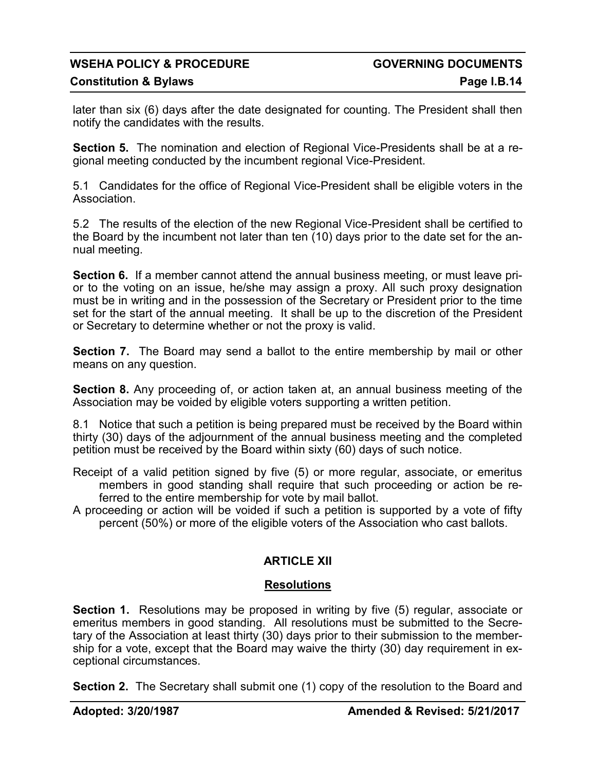later than six (6) days after the date designated for counting. The President shall then notify the candidates with the results.

**Section 5.** The nomination and election of Regional Vice-Presidents shall be at a regional meeting conducted by the incumbent regional Vice-President.

5.1 Candidates for the office of Regional Vice-President shall be eligible voters in the Association.

5.2 The results of the election of the new Regional Vice-President shall be certified to the Board by the incumbent not later than ten (10) days prior to the date set for the annual meeting.

**Section 6.** If a member cannot attend the annual business meeting, or must leave prior to the voting on an issue, he/she may assign a proxy. All such proxy designation must be in writing and in the possession of the Secretary or President prior to the time set for the start of the annual meeting. It shall be up to the discretion of the President or Secretary to determine whether or not the proxy is valid.

**Section 7.** The Board may send a ballot to the entire membership by mail or other means on any question.

**Section 8.** Any proceeding of, or action taken at, an annual business meeting of the Association may be voided by eligible voters supporting a written petition.

8.1 Notice that such a petition is being prepared must be received by the Board within thirty (30) days of the adjournment of the annual business meeting and the completed petition must be received by the Board within sixty (60) days of such notice.

Receipt of a valid petition signed by five (5) or more regular, associate, or emeritus members in good standing shall require that such proceeding or action be referred to the entire membership for vote by mail ballot.

A proceeding or action will be voided if such a petition is supported by a vote of fifty percent (50%) or more of the eligible voters of the Association who cast ballots.

## ARTICLE XII

### Resolutions

**Section 1.** Resolutions may be proposed in writing by five (5) regular, associate or emeritus members in good standing. All resolutions must be submitted to the Secretary of the Association at least thirty (30) days prior to their submission to the membership for a vote, except that the Board may waive the thirty (30) day requirement in exceptional circumstances.

**Section 2.** The Secretary shall submit one (1) copy of the resolution to the Board and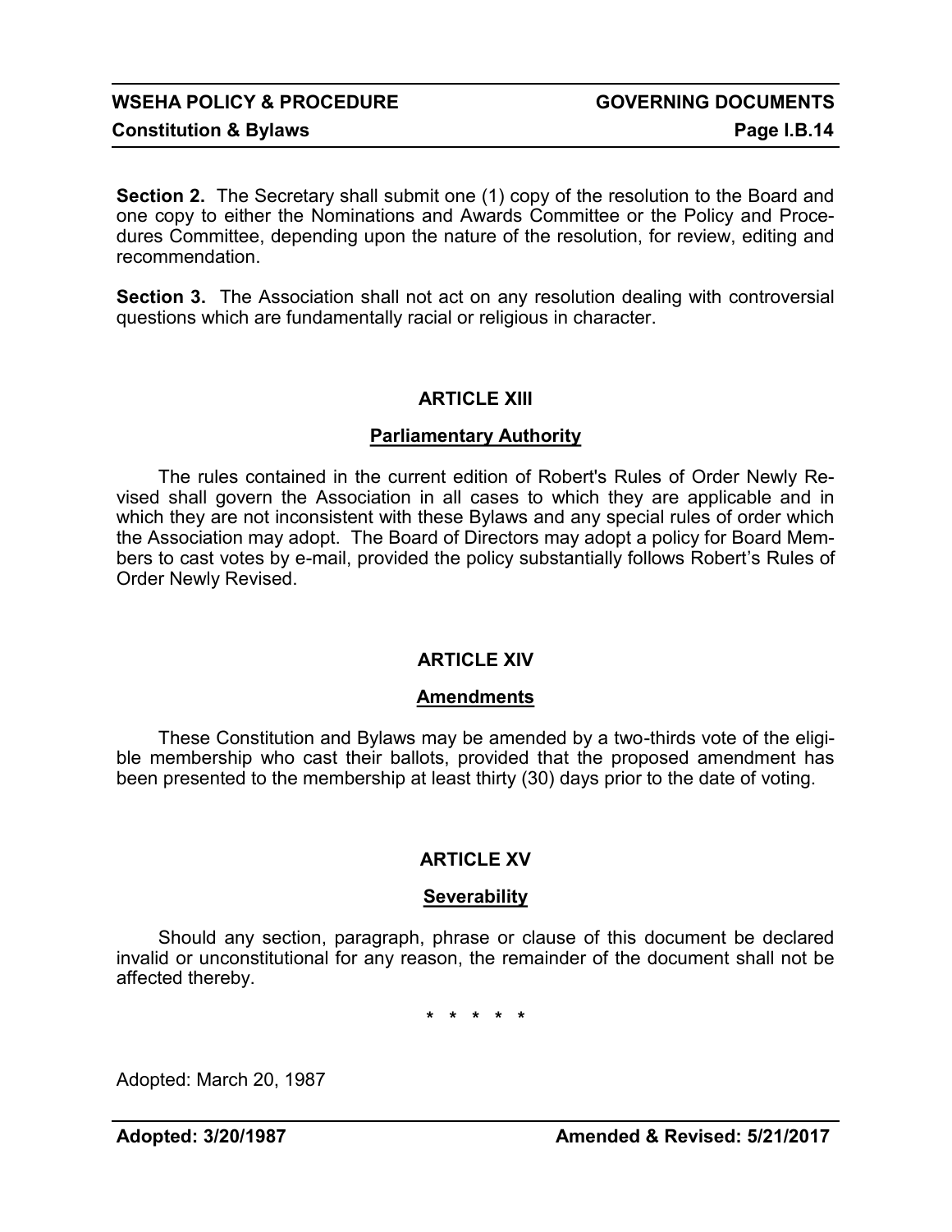**Section 2.** The Secretary shall submit one (1) copy of the resolution to the Board and one copy to either the Nominations and Awards Committee or the Policy and Procedures Committee, depending upon the nature of the resolution, for review, editing and recommendation.

**Section 3.** The Association shall not act on any resolution dealing with controversial questions which are fundamentally racial or religious in character.

## ARTICLE XIII

### Parliamentary Authority

The rules contained in the current edition of Robert's Rules of Order Newly Revised shall govern the Association in all cases to which they are applicable and in which they are not inconsistent with these Bylaws and any special rules of order which the Association may adopt. The Board of Directors may adopt a policy for Board Members to cast votes by e-mail, provided the policy substantially follows Robert's Rules of Order Newly Revised.

## ARTICLE XIV

### Amendments

These Constitution and Bylaws may be amended by a two-thirds vote of the eligible membership who cast their ballots, provided that the proposed amendment has been presented to the membership at least thirty (30) days prior to the date of voting.

## ARTICLE XV

### Severability

Should any section, paragraph, phrase or clause of this document be declared invalid or unconstitutional for any reason, the remainder of the document shall not be affected thereby.

\* \* \* \* \*

Adopted: March 20, 1987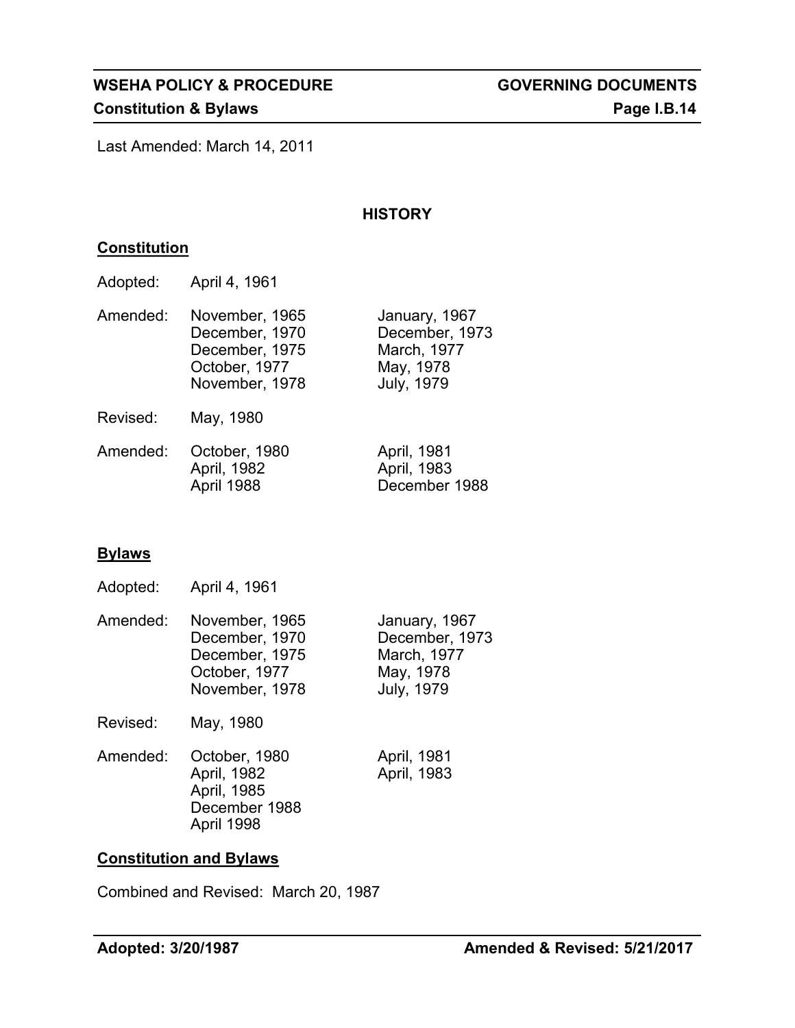Last Amended: March 14, 2011

## HISTORY

### Constitution

Adopted: April 4, 1961

Amended: November, 1965; January, 1967; December, 1970; December, 1973; December, 1975; March, 1977; October, 1977; May, 1978; November, 1978; July, 1979

Revised: May, 1980

Amended: October, 1980; April, 1981; April, 1982; April, 1983; April 1988; December 1988

### Bylaws

Adopted: April 4, 1961

Amended: November, 1965; January, 1967; December, 1970; December, 1973; December, 1975; March, 1977; October, 1977; May, 1978; November, 1978; July, 1979

Revised: May, 1980

Amended: October, 1980; April, 1981; April, 1982; April, 1983; April, 1985; December 1988; April 1998

### Constitution and Bylaws

Combined and Revised: March 20, 1987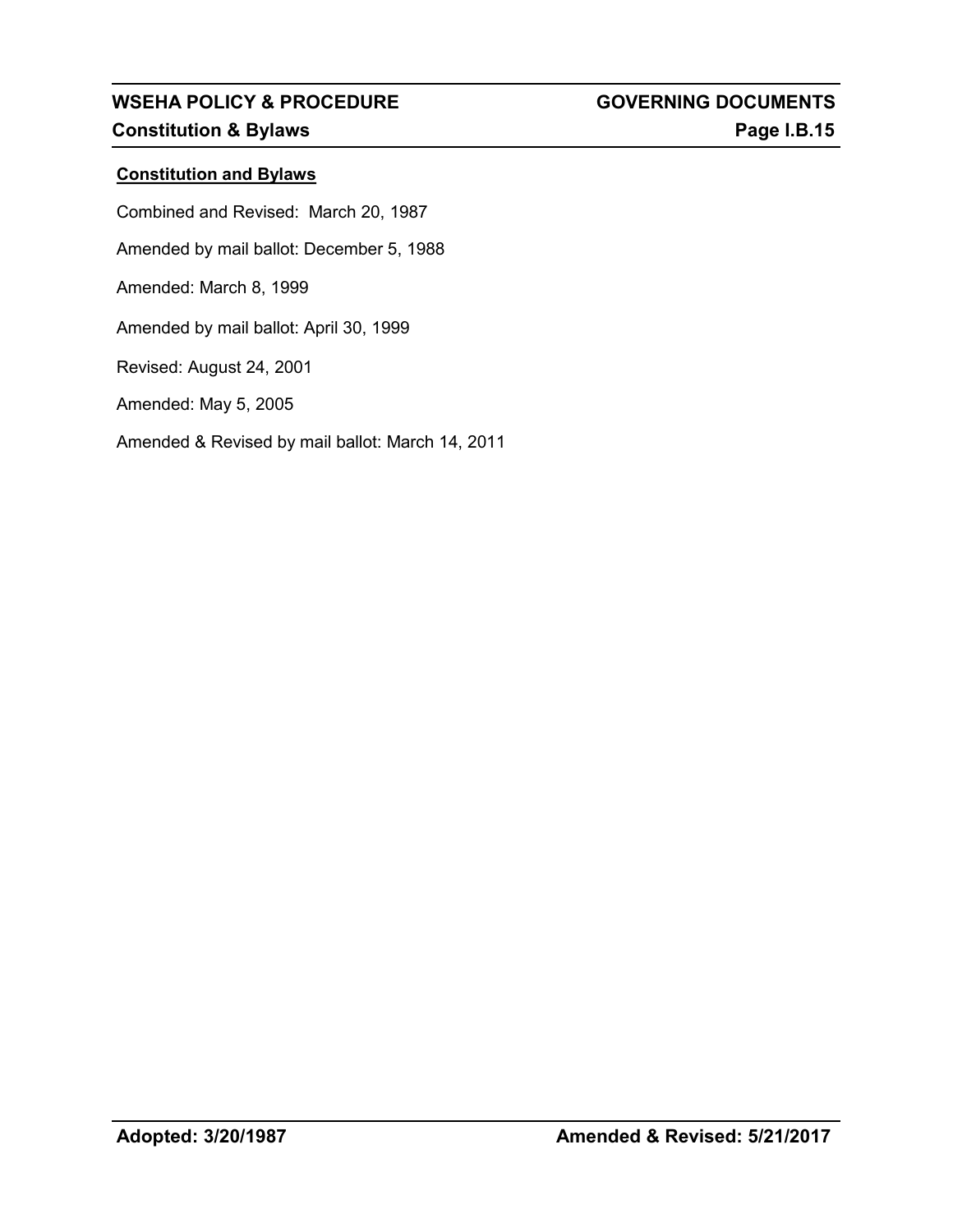**Constitution and Bylaws**

Combined and Revised: March 20, 1987

Amended by mail ballot: December 5, 1988

Amended: March 8, 1999

Amended by mail ballot: April 30, 1999

Revised: August 24, 2001

Amended: May 5, 2005

Amended & Revised by mail ballot: March 14, 2011